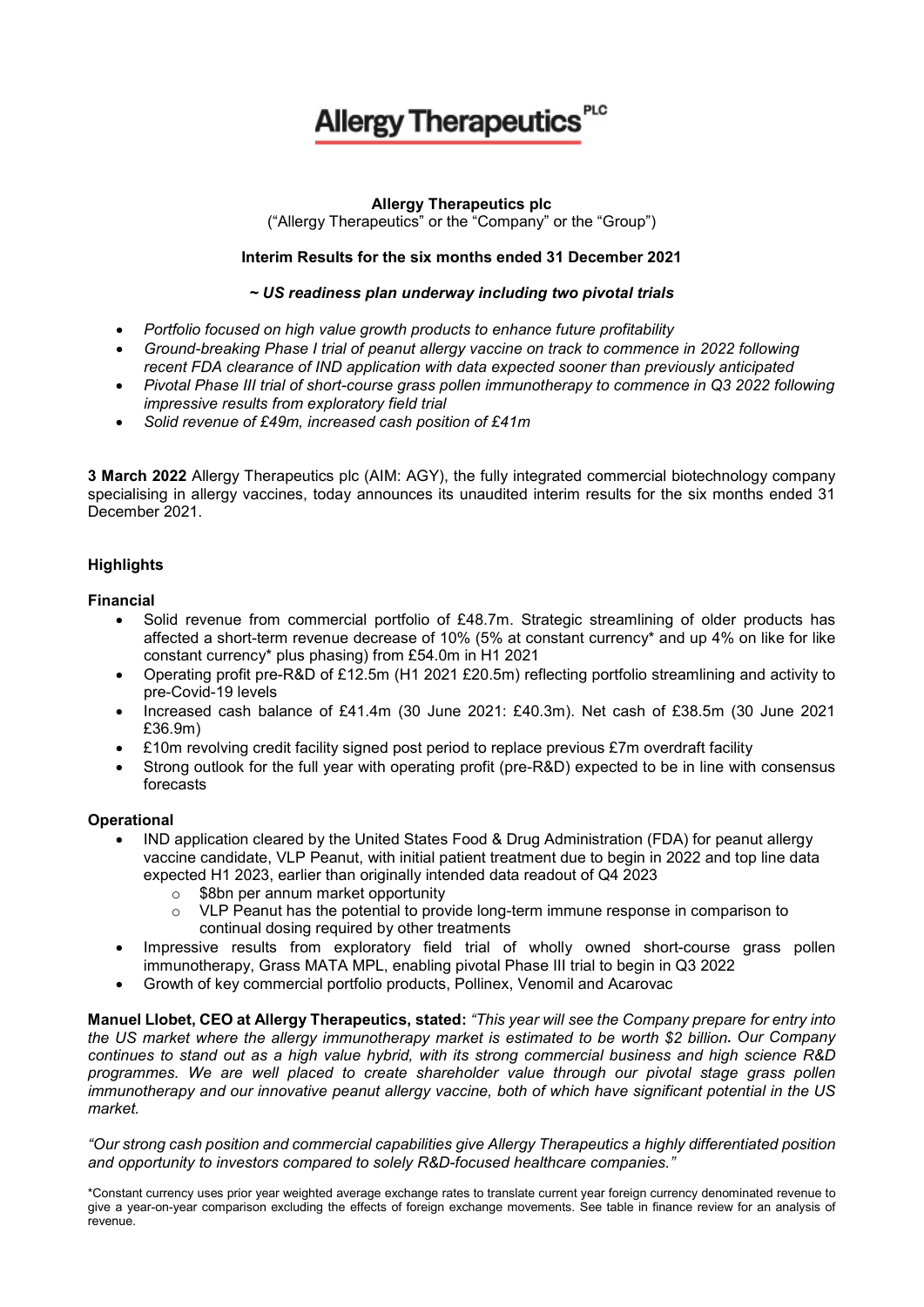# Allergy Therapeutics PLC

**Allergy Therapeutics plc**

("Allergy Therapeutics" or the "Company" or the "Group")

**Interim Results for the six months ended 31 December 2021**

***~ US readiness plan underway including two pivotal trials***

- *Portfolio focused on high value growth products to enhance future profitability*
- *Ground-breaking Phase I trial of peanut allergy vaccine on track to commence in 2022 following recent FDA clearance of IND application with data expected sooner than previously anticipated*
- *Pivotal Phase III trial of short-course grass pollen immunotherapy to commence in Q3 2022 following impressive results from exploratory field trial*
- *Solid revenue of £49m, increased cash position of £41m*

**3 March 2022** Allergy Therapeutics plc (AIM: AGY), the fully integrated commercial biotechnology company specialising in allergy vaccines, today announces its unaudited interim results for the six months ended 31 December 2021.

## Highlights

### Financial

- Solid revenue from commercial portfolio of £48.7m. Strategic streamlining of older products has affected a short-term revenue decrease of 10% (5% at constant currency* and up 4% on like for like constant currency* plus phasing) from £54.0m in H1 2021
- Operating profit pre-R&D of £12.5m (H1 2021 £20.5m) reflecting portfolio streamlining and activity to pre-Covid-19 levels
- Increased cash balance of £41.4m (30 June 2021: £40.3m). Net cash of £38.5m (30 June 2021 £36.9m)
- £10m revolving credit facility signed post period to replace previous £7m overdraft facility
- Strong outlook for the full year with operating profit (pre-R&D) expected to be in line with consensus forecasts

### Operational

- IND application cleared by the United States Food & Drug Administration (FDA) for peanut allergy vaccine candidate, VLP Peanut, with initial patient treatment due to begin in 2022 and top line data expected H1 2023, earlier than originally intended data readout of Q4 2023
  - $8bn per annum market opportunity
  - VLP Peanut has the potential to provide long-term immune response in comparison to continual dosing required by other treatments
- Impressive results from exploratory field trial of wholly owned short-course grass pollen immunotherapy, Grass MATA MPL, enabling pivotal Phase III trial to begin in Q3 2022
- Growth of key commercial portfolio products, Pollinex, Venomil and Acarovac

**Manuel Llobet, CEO at Allergy Therapeutics, stated:** *"This year will see the Company prepare for entry into the US market where the allergy immunotherapy market is estimated to be worth $2 billion. Our Company continues to stand out as a high value hybrid, with its strong commercial business and high science R&D programmes. We are well placed to create shareholder value through our pivotal stage grass pollen immunotherapy and our innovative peanut allergy vaccine, both of which have significant potential in the US market.*

*"Our strong cash position and commercial capabilities give Allergy Therapeutics a highly differentiated position and opportunity to investors compared to solely R&D-focused healthcare companies."*

*Constant currency uses prior year weighted average exchange rates to translate current year foreign currency denominated revenue to give a year-on-year comparison excluding the effects of foreign exchange movements. See table in finance review for an analysis of revenue.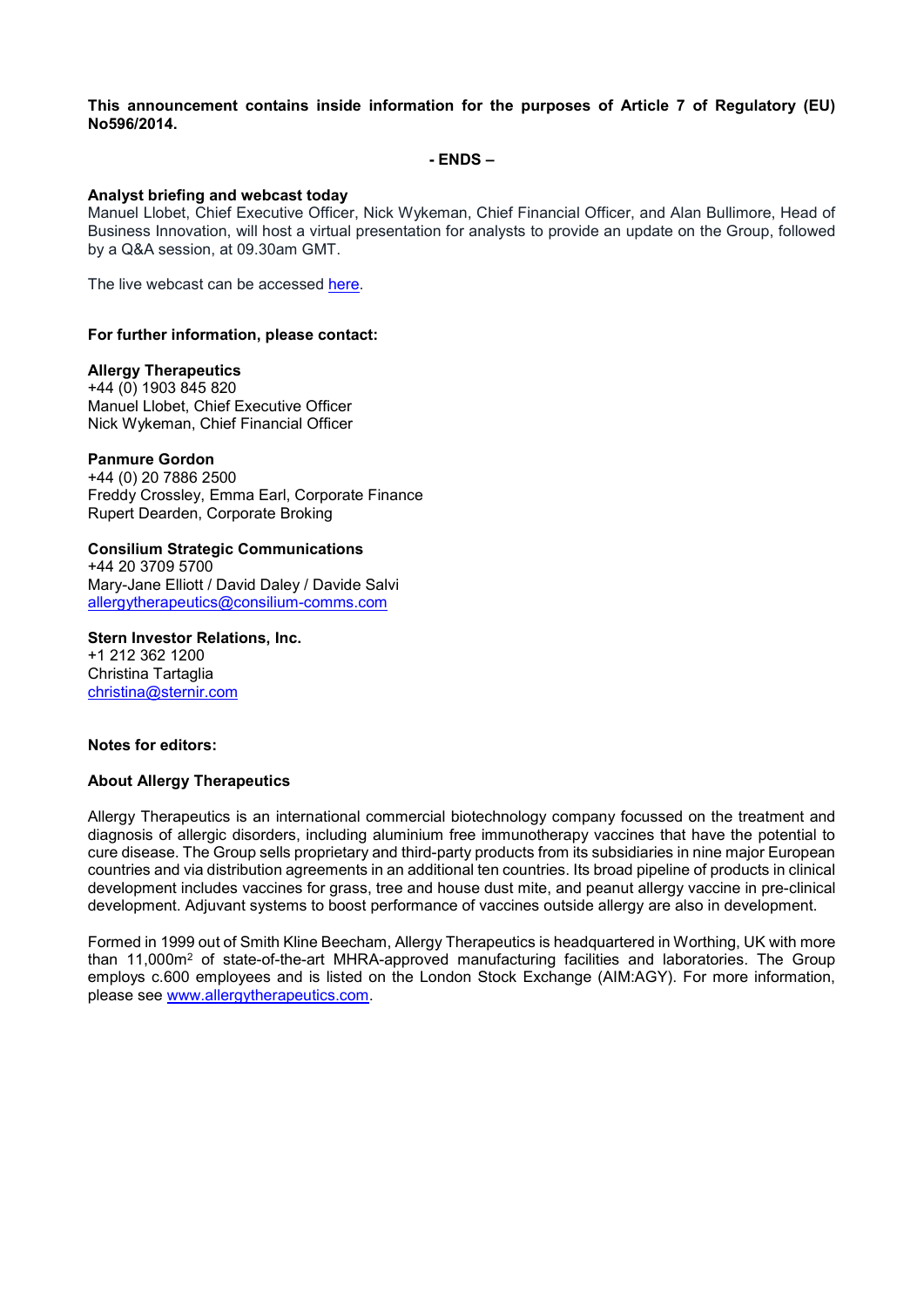**This announcement contains inside information for the purposes of Article 7 of Regulatory (EU) No596/2014.**

**- ENDS –**

**Analyst briefing and webcast today**
Manuel Llobet, Chief Executive Officer, Nick Wykeman, Chief Financial Officer, and Alan Bullimore, Head of Business Innovation, will host a virtual presentation for analysts to provide an update on the Group, followed by a Q&A session, at 09.30am GMT.

The live webcast can be accessed here.

**For further information, please contact:**

**Allergy Therapeutics**
+44 (0) 1903 845 820
Manuel Llobet, Chief Executive Officer
Nick Wykeman, Chief Financial Officer

**Panmure Gordon**
+44 (0) 20 7886 2500
Freddy Crossley, Emma Earl, Corporate Finance
Rupert Dearden, Corporate Broking

**Consilium Strategic Communications**
+44 20 3709 5700
Mary-Jane Elliott / David Daley / Davide Salvi
allergytherapeutics@consilium-comms.com

**Stern Investor Relations, Inc.**
+1 212 362 1200
Christina Tartaglia
christina@sternir.com

**Notes for editors:**

**About Allergy Therapeutics**

Allergy Therapeutics is an international commercial biotechnology company focussed on the treatment and diagnosis of allergic disorders, including aluminium free immunotherapy vaccines that have the potential to cure disease. The Group sells proprietary and third-party products from its subsidiaries in nine major European countries and via distribution agreements in an additional ten countries. Its broad pipeline of products in clinical development includes vaccines for grass, tree and house dust mite, and peanut allergy vaccine in pre-clinical development. Adjuvant systems to boost performance of vaccines outside allergy are also in development.

Formed in 1999 out of Smith Kline Beecham, Allergy Therapeutics is headquartered in Worthing, UK with more than 11,000m$^2$ of state-of-the-art MHRA-approved manufacturing facilities and laboratories. The Group employs c.600 employees and is listed on the London Stock Exchange (AIM:AGY). For more information, please see www.allergytherapeutics.com.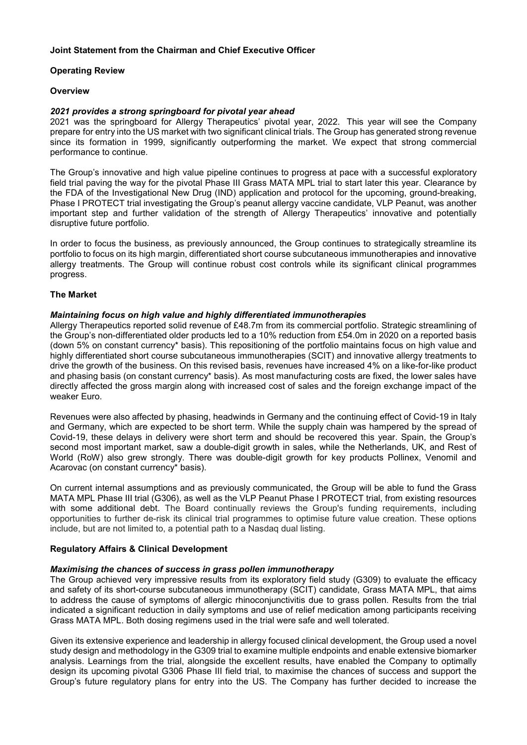**Joint Statement from the Chairman and Chief Executive Officer**

**Operating Review**

**Overview**

***2021 provides a strong springboard for pivotal year ahead***

2021 was the springboard for Allergy Therapeutics' pivotal year, 2022. This year will see the Company prepare for entry into the US market with two significant clinical trials. The Group has generated strong revenue since its formation in 1999, significantly outperforming the market. We expect that strong commercial performance to continue.

The Group's innovative and high value pipeline continues to progress at pace with a successful exploratory field trial paving the way for the pivotal Phase III Grass MATA MPL trial to start later this year. Clearance by the FDA of the Investigational New Drug (IND) application and protocol for the upcoming, ground-breaking, Phase I PROTECT trial investigating the Group's peanut allergy vaccine candidate, VLP Peanut, was another important step and further validation of the strength of Allergy Therapeutics' innovative and potentially disruptive future portfolio.

In order to focus the business, as previously announced, the Group continues to strategically streamline its portfolio to focus on its high margin, differentiated short course subcutaneous immunotherapies and innovative allergy treatments. The Group will continue robust cost controls while its significant clinical programmes progress.

**The Market**

***Maintaining focus on high value and highly differentiated immunotherapies***

Allergy Therapeutics reported solid revenue of £48.7m from its commercial portfolio. Strategic streamlining of the Group's non-differentiated older products led to a 10% reduction from £54.0m in 2020 on a reported basis (down 5% on constant currency* basis). This repositioning of the portfolio maintains focus on high value and highly differentiated short course subcutaneous immunotherapies (SCIT) and innovative allergy treatments to drive the growth of the business. On this revised basis, revenues have increased 4% on a like-for-like product and phasing basis (on constant currency* basis). As most manufacturing costs are fixed, the lower sales have directly affected the gross margin along with increased cost of sales and the foreign exchange impact of the weaker Euro.

Revenues were also affected by phasing, headwinds in Germany and the continuing effect of Covid-19 in Italy and Germany, which are expected to be short term. While the supply chain was hampered by the spread of Covid-19, these delays in delivery were short term and should be recovered this year. Spain, the Group's second most important market, saw a double-digit growth in sales, while the Netherlands, UK, and Rest of World (RoW) also grew strongly. There was double-digit growth for key products Pollinex, Venomil and Acarovac (on constant currency* basis).

On current internal assumptions and as previously communicated, the Group will be able to fund the Grass MATA MPL Phase III trial (G306), as well as the VLP Peanut Phase I PROTECT trial, from existing resources with some additional debt. The Board continually reviews the Group's funding requirements, including opportunities to further de-risk its clinical trial programmes to optimise future value creation. These options include, but are not limited to, a potential path to a Nasdaq dual listing.

**Regulatory Affairs & Clinical Development**

***Maximising the chances of success in grass pollen immunotherapy***

The Group achieved very impressive results from its exploratory field study (G309) to evaluate the efficacy and safety of its short-course subcutaneous immunotherapy (SCIT) candidate, Grass MATA MPL, that aims to address the cause of symptoms of allergic rhinoconjunctivitis due to grass pollen. Results from the trial indicated a significant reduction in daily symptoms and use of relief medication among participants receiving Grass MATA MPL. Both dosing regimens used in the trial were safe and well tolerated.

Given its extensive experience and leadership in allergy focused clinical development, the Group used a novel study design and methodology in the G309 trial to examine multiple endpoints and enable extensive biomarker analysis. Learnings from the trial, alongside the excellent results, have enabled the Company to optimally design its upcoming pivotal G306 Phase III field trial, to maximise the chances of success and support the Group's future regulatory plans for entry into the US. The Company has further decided to increase the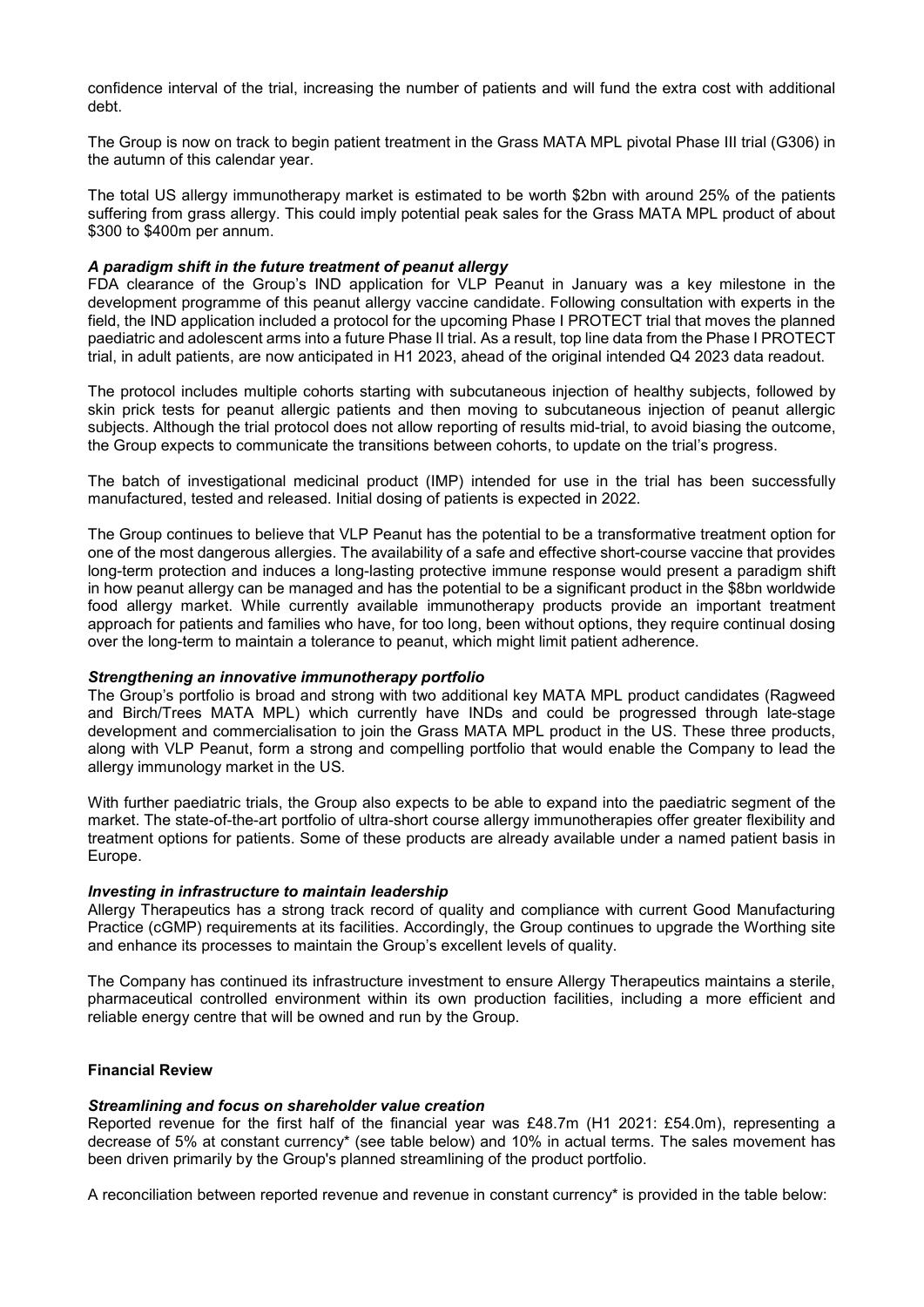confidence interval of the trial, increasing the number of patients and will fund the extra cost with additional debt.

The Group is now on track to begin patient treatment in the Grass MATA MPL pivotal Phase III trial (G306) in the autumn of this calendar year.

The total US allergy immunotherapy market is estimated to be worth $2bn with around 25% of the patients suffering from grass allergy. This could imply potential peak sales for the Grass MATA MPL product of about $300 to $400m per annum.

***A paradigm shift in the future treatment of peanut allergy***

FDA clearance of the Group's IND application for VLP Peanut in January was a key milestone in the development programme of this peanut allergy vaccine candidate. Following consultation with experts in the field, the IND application included a protocol for the upcoming Phase I PROTECT trial that moves the planned paediatric and adolescent arms into a future Phase II trial. As a result, top line data from the Phase I PROTECT trial, in adult patients, are now anticipated in H1 2023, ahead of the original intended Q4 2023 data readout.

The protocol includes multiple cohorts starting with subcutaneous injection of healthy subjects, followed by skin prick tests for peanut allergic patients and then moving to subcutaneous injection of peanut allergic subjects. Although the trial protocol does not allow reporting of results mid-trial, to avoid biasing the outcome, the Group expects to communicate the transitions between cohorts, to update on the trial's progress.

The batch of investigational medicinal product (IMP) intended for use in the trial has been successfully manufactured, tested and released. Initial dosing of patients is expected in 2022.

The Group continues to believe that VLP Peanut has the potential to be a transformative treatment option for one of the most dangerous allergies. The availability of a safe and effective short-course vaccine that provides long-term protection and induces a long-lasting protective immune response would present a paradigm shift in how peanut allergy can be managed and has the potential to be a significant product in the $8bn worldwide food allergy market. While currently available immunotherapy products provide an important treatment approach for patients and families who have, for too long, been without options, they require continual dosing over the long-term to maintain a tolerance to peanut, which might limit patient adherence.

***Strengthening an innovative immunotherapy portfolio***

The Group's portfolio is broad and strong with two additional key MATA MPL product candidates (Ragweed and Birch/Trees MATA MPL) which currently have INDs and could be progressed through late-stage development and commercialisation to join the Grass MATA MPL product in the US. These three products, along with VLP Peanut, form a strong and compelling portfolio that would enable the Company to lead the allergy immunology market in the US.

With further paediatric trials, the Group also expects to be able to expand into the paediatric segment of the market. The state-of-the-art portfolio of ultra-short course allergy immunotherapies offer greater flexibility and treatment options for patients. Some of these products are already available under a named patient basis in Europe.

***Investing in infrastructure to maintain leadership***

Allergy Therapeutics has a strong track record of quality and compliance with current Good Manufacturing Practice (cGMP) requirements at its facilities. Accordingly, the Group continues to upgrade the Worthing site and enhance its processes to maintain the Group's excellent levels of quality.

The Company has continued its infrastructure investment to ensure Allergy Therapeutics maintains a sterile, pharmaceutical controlled environment within its own production facilities, including a more efficient and reliable energy centre that will be owned and run by the Group.

**Financial Review**

***Streamlining and focus on shareholder value creation***

Reported revenue for the first half of the financial year was £48.7m (H1 2021: £54.0m), representing a decrease of 5% at constant currency* (see table below) and 10% in actual terms. The sales movement has been driven primarily by the Group's planned streamlining of the product portfolio.

A reconciliation between reported revenue and revenue in constant currency* is provided in the table below: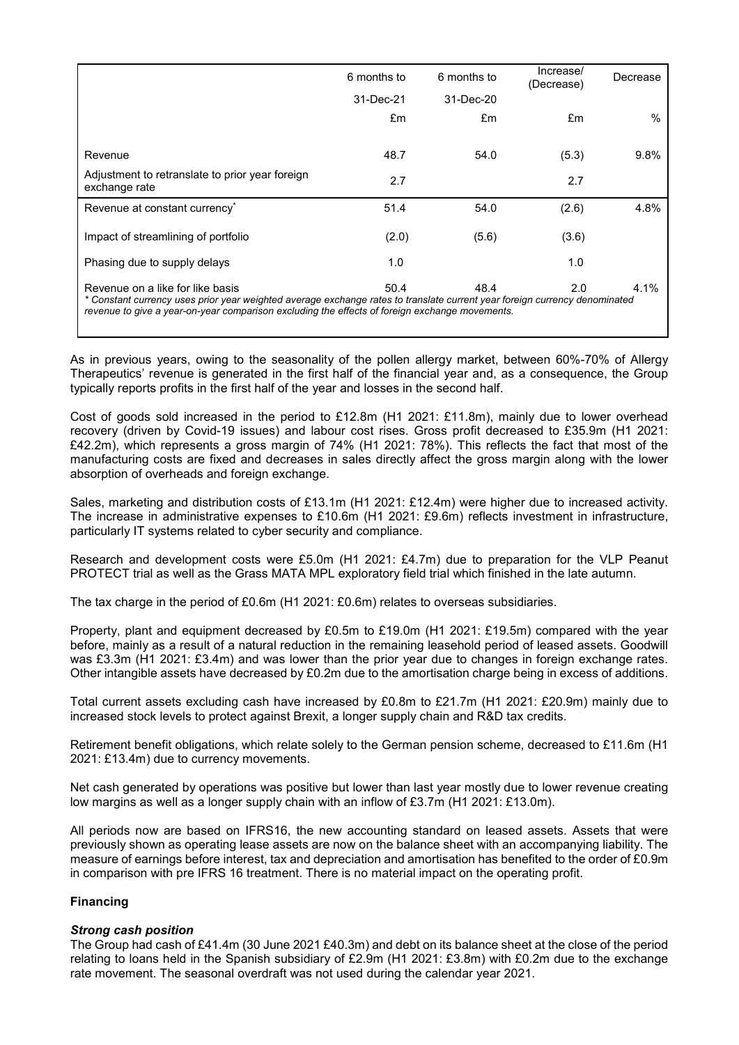| | 6 months to | 6 months to | Increase/ (Decrease) | Decrease |
|---|---|---|---|---|
| | 31-Dec-21 | 31-Dec-20 | | |
| | £m | £m | £m | % |
| Revenue | 48.7 | 54.0 | (5.3) | 9.8% |
| Adjustment to retranslate to prior year foreign exchange rate | 2.7 | | 2.7 | |
| Revenue at constant currency* | 51.4 | 54.0 | (2.6) | 4.8% |
| Impact of streamlining of portfolio | (2.0) | (5.6) | (3.6) | |
| Phasing due to supply delays | 1.0 | | 1.0 | |
| Revenue on a like for like basis | 50.4 | 48.4 | 2.0 | 4.1% |

* *Constant currency uses prior year weighted average exchange rates to translate current year foreign currency denominated revenue to give a year-on-year comparison excluding the effects of foreign exchange movements.*

As in previous years, owing to the seasonality of the pollen allergy market, between 60%-70% of Allergy Therapeutics' revenue is generated in the first half of the financial year and, as a consequence, the Group typically reports profits in the first half of the year and losses in the second half.

Cost of goods sold increased in the period to £12.8m (H1 2021: £11.8m), mainly due to lower overhead recovery (driven by Covid-19 issues) and labour cost rises. Gross profit decreased to £35.9m (H1 2021: £42.2m), which represents a gross margin of 74% (H1 2021: 78%). This reflects the fact that most of the manufacturing costs are fixed and decreases in sales directly affect the gross margin along with the lower absorption of overheads and foreign exchange.

Sales, marketing and distribution costs of £13.1m (H1 2021: £12.4m) were higher due to increased activity. The increase in administrative expenses to £10.6m (H1 2021: £9.6m) reflects investment in infrastructure, particularly IT systems related to cyber security and compliance.

Research and development costs were £5.0m (H1 2021: £4.7m) due to preparation for the VLP Peanut PROTECT trial as well as the Grass MATA MPL exploratory field trial which finished in the late autumn.

The tax charge in the period of £0.6m (H1 2021: £0.6m) relates to overseas subsidiaries.

Property, plant and equipment decreased by £0.5m to £19.0m (H1 2021: £19.5m) compared with the year before, mainly as a result of a natural reduction in the remaining leasehold period of leased assets. Goodwill was £3.3m (H1 2021: £3.4m) and was lower than the prior year due to changes in foreign exchange rates. Other intangible assets have decreased by £0.2m due to the amortisation charge being in excess of additions.

Total current assets excluding cash have increased by £0.8m to £21.7m (H1 2021: £20.9m) mainly due to increased stock levels to protect against Brexit, a longer supply chain and R&D tax credits.

Retirement benefit obligations, which relate solely to the German pension scheme, decreased to £11.6m (H1 2021: £13.4m) due to currency movements.

Net cash generated by operations was positive but lower than last year mostly due to lower revenue creating low margins as well as a longer supply chain with an inflow of £3.7m (H1 2021: £13.0m).

All periods now are based on IFRS16, the new accounting standard on leased assets. Assets that were previously shown as operating lease assets are now on the balance sheet with an accompanying liability. The measure of earnings before interest, tax and depreciation and amortisation has benefited to the order of £0.9m in comparison with pre IFRS 16 treatment. There is no material impact on the operating profit.

**Financing**

***Strong cash position***

The Group had cash of £41.4m (30 June 2021 £40.3m) and debt on its balance sheet at the close of the period relating to loans held in the Spanish subsidiary of £2.9m (H1 2021: £3.8m) with £0.2m due to the exchange rate movement. The seasonal overdraft was not used during the calendar year 2021.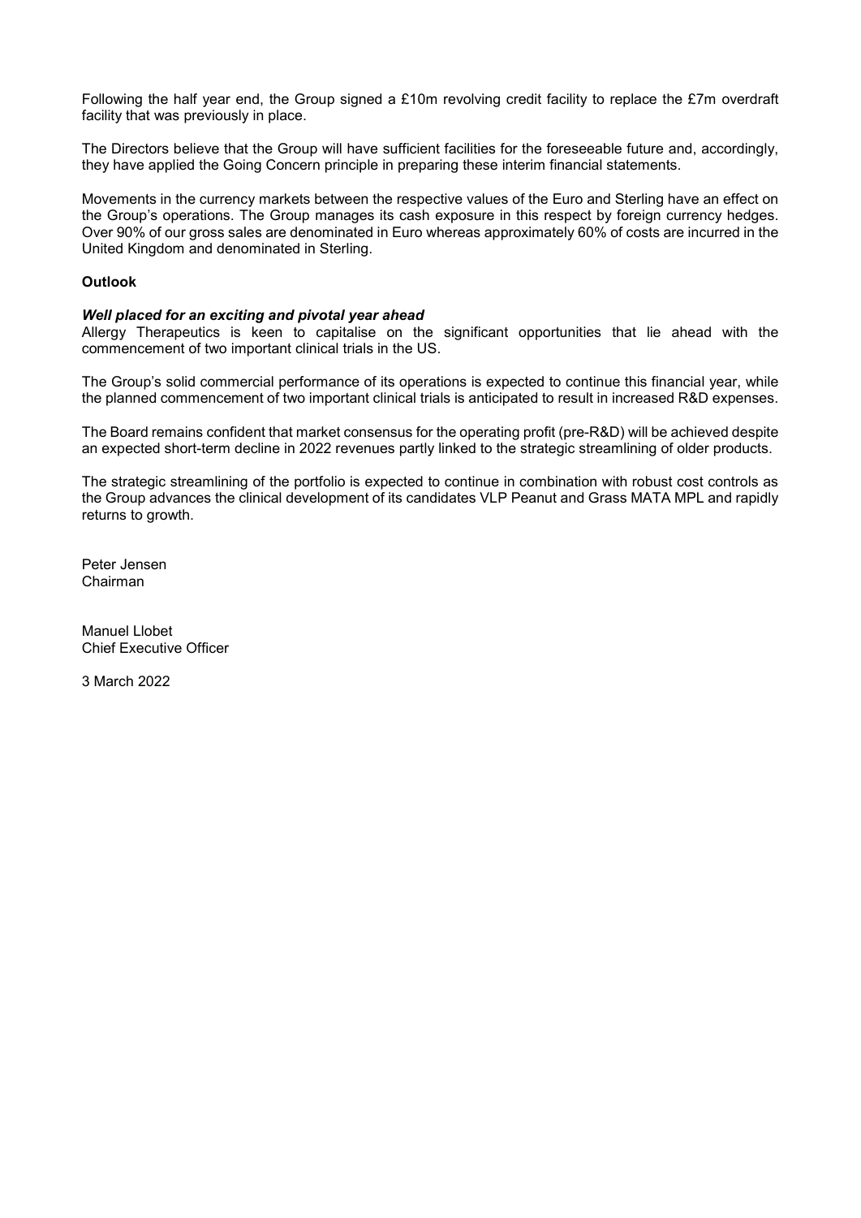Following the half year end, the Group signed a £10m revolving credit facility to replace the £7m overdraft facility that was previously in place.

The Directors believe that the Group will have sufficient facilities for the foreseeable future and, accordingly, they have applied the Going Concern principle in preparing these interim financial statements.

Movements in the currency markets between the respective values of the Euro and Sterling have an effect on the Group's operations. The Group manages its cash exposure in this respect by foreign currency hedges. Over 90% of our gross sales are denominated in Euro whereas approximately 60% of costs are incurred in the United Kingdom and denominated in Sterling.

**Outlook**

***Well placed for an exciting and pivotal year ahead***

Allergy Therapeutics is keen to capitalise on the significant opportunities that lie ahead with the commencement of two important clinical trials in the US.

The Group's solid commercial performance of its operations is expected to continue this financial year, while the planned commencement of two important clinical trials is anticipated to result in increased R&D expenses.

The Board remains confident that market consensus for the operating profit (pre-R&D) will be achieved despite an expected short-term decline in 2022 revenues partly linked to the strategic streamlining of older products.

The strategic streamlining of the portfolio is expected to continue in combination with robust cost controls as the Group advances the clinical development of its candidates VLP Peanut and Grass MATA MPL and rapidly returns to growth.

Peter Jensen
Chairman

Manuel Llobet
Chief Executive Officer

3 March 2022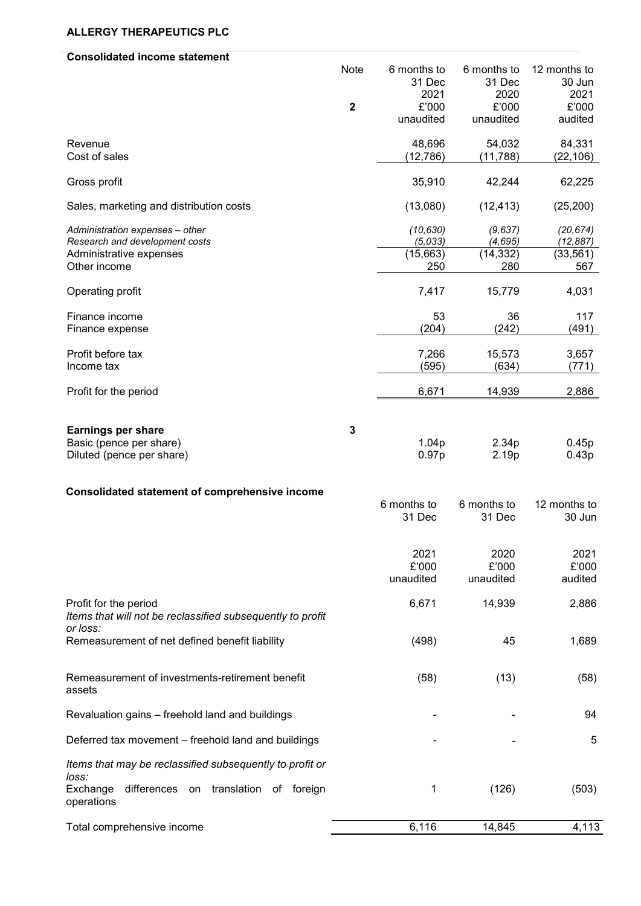**ALLERGY THERAPEUTICS PLC**

**Consolidated income statement**

| | Note | 6 months to 31 Dec 2021 £'000 unaudited | 6 months to 31 Dec 2020 £'000 unaudited | 12 months to 30 Jun 2021 £'000 audited |
|---|---|---|---|---|
| | **2** | | | |
| Revenue | | 48,696 | 54,032 | 84,331 |
| Cost of sales | | (12,786) | (11,788) | (22,106) |
| Gross profit | | 35,910 | 42,244 | 62,225 |
| Sales, marketing and distribution costs | | (13,080) | (12,413) | (25,200) |
| *Administration expenses – other* | | *(10,630)* | *(9,637)* | *(20,674)* |
| *Research and development costs* | | *(5,033)* | *(4,695)* | *(12,887)* |
| Administrative expenses | | (15,663) | (14,332) | (33,561) |
| Other income | | 250 | 280 | 567 |
| Operating profit | | 7,417 | 15,779 | 4,031 |
| Finance income | | 53 | 36 | 117 |
| Finance expense | | (204) | (242) | (491) |
| Profit before tax | | 7,266 | 15,573 | 3,657 |
| Income tax | | (595) | (634) | (771) |
| Profit for the period | | 6,671 | 14,939 | 2,886 |
| **Earnings per share** | **3** | | | |
| Basic (pence per share) | | 1.04p | 2.34p | 0.45p |
| Diluted (pence per share) | | 0.97p | 2.19p | 0.43p |

**Consolidated statement of comprehensive income**

| | 6 months to 31 Dec 2021 £'000 unaudited | 6 months to 31 Dec 2020 £'000 unaudited | 12 months to 30 Jun 2021 £'000 audited |
|---|---|---|---|
| Profit for the period | 6,671 | 14,939 | 2,886 |
| *Items that will not be reclassified subsequently to profit or loss:* | | | |
| Remeasurement of net defined benefit liability | (498) | 45 | 1,689 |
| Remeasurement of investments-retirement benefit assets | (58) | (13) | (58) |
| Revaluation gains – freehold land and buildings | - | - | 94 |
| Deferred tax movement – freehold land and buildings | - | - | 5 |
| *Items that may be reclassified subsequently to profit or loss:* | | | |
| Exchange differences on translation of foreign operations | 1 | (126) | (503) |
| Total comprehensive income | 6,116 | 14,845 | 4,113 |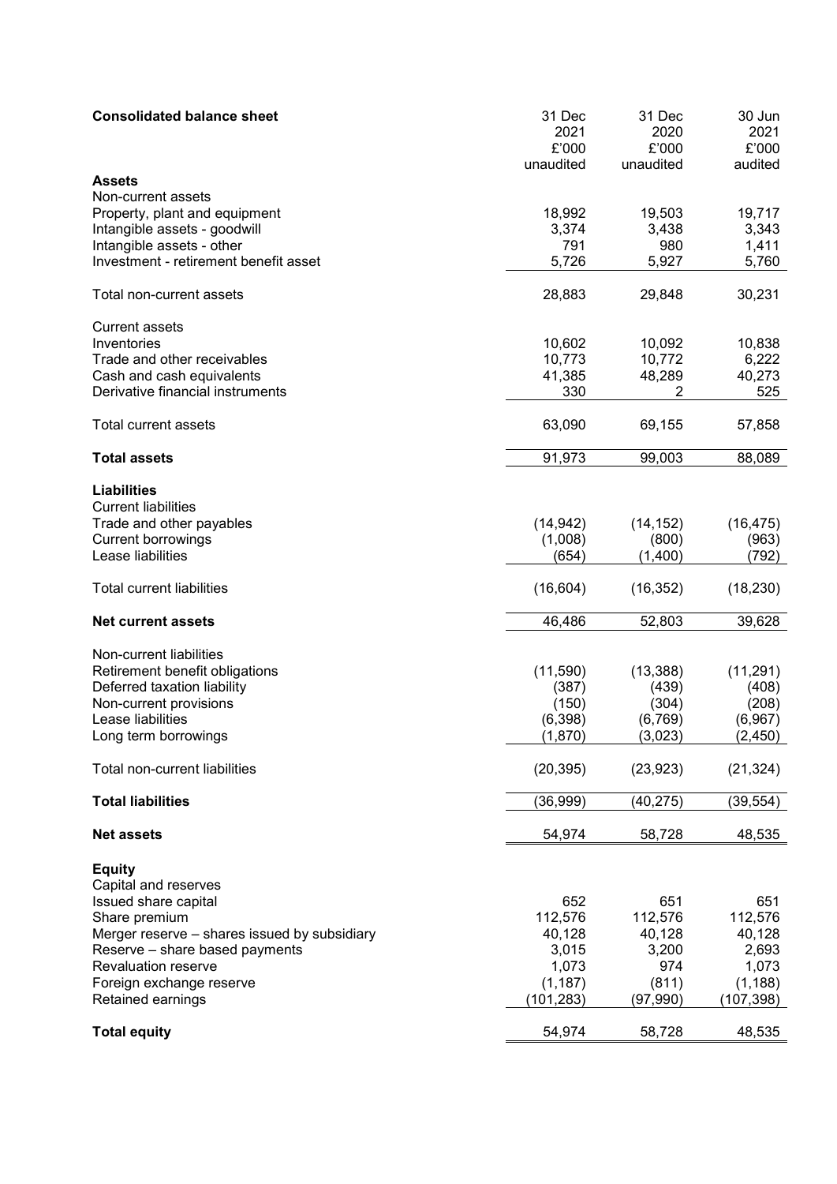| Consolidated balance sheet | 31 Dec 2021 £'000 unaudited | 31 Dec 2020 £'000 unaudited | 30 Jun 2021 £'000 audited |
|---|---|---|---|
| **Assets** | | | |
| Non-current assets | | | |
| Property, plant and equipment | 18,992 | 19,503 | 19,717 |
| Intangible assets - goodwill | 3,374 | 3,438 | 3,343 |
| Intangible assets - other | 791 | 980 | 1,411 |
| Investment - retirement benefit asset | 5,726 | 5,927 | 5,760 |
| Total non-current assets | 28,883 | 29,848 | 30,231 |
| Current assets | | | |
| Inventories | 10,602 | 10,092 | 10,838 |
| Trade and other receivables | 10,773 | 10,772 | 6,222 |
| Cash and cash equivalents | 41,385 | 48,289 | 40,273 |
| Derivative financial instruments | 330 | 2 | 525 |
| Total current assets | 63,090 | 69,155 | 57,858 |
| **Total assets** | 91,973 | 99,003 | 88,089 |
| **Liabilities** | | | |
| Current liabilities | | | |
| Trade and other payables | (14,942) | (14,152) | (16,475) |
| Current borrowings | (1,008) | (800) | (963) |
| Lease liabilities | (654) | (1,400) | (792) |
| Total current liabilities | (16,604) | (16,352) | (18,230) |
| **Net current assets** | 46,486 | 52,803 | 39,628 |
| Non-current liabilities | | | |
| Retirement benefit obligations | (11,590) | (13,388) | (11,291) |
| Deferred taxation liability | (387) | (439) | (408) |
| Non-current provisions | (150) | (304) | (208) |
| Lease liabilities | (6,398) | (6,769) | (6,967) |
| Long term borrowings | (1,870) | (3,023) | (2,450) |
| Total non-current liabilities | (20,395) | (23,923) | (21,324) |
| **Total liabilities** | (36,999) | (40,275) | (39,554) |
| **Net assets** | 54,974 | 58,728 | 48,535 |
| **Equity** | | | |
| Capital and reserves | | | |
| Issued share capital | 652 | 651 | 651 |
| Share premium | 112,576 | 112,576 | 112,576 |
| Merger reserve – shares issued by subsidiary | 40,128 | 40,128 | 40,128 |
| Reserve – share based payments | 3,015 | 3,200 | 2,693 |
| Revaluation reserve | 1,073 | 974 | 1,073 |
| Foreign exchange reserve | (1,187) | (811) | (1,188) |
| Retained earnings | (101,283) | (97,990) | (107,398) |
| **Total equity** | 54,974 | 58,728 | 48,535 |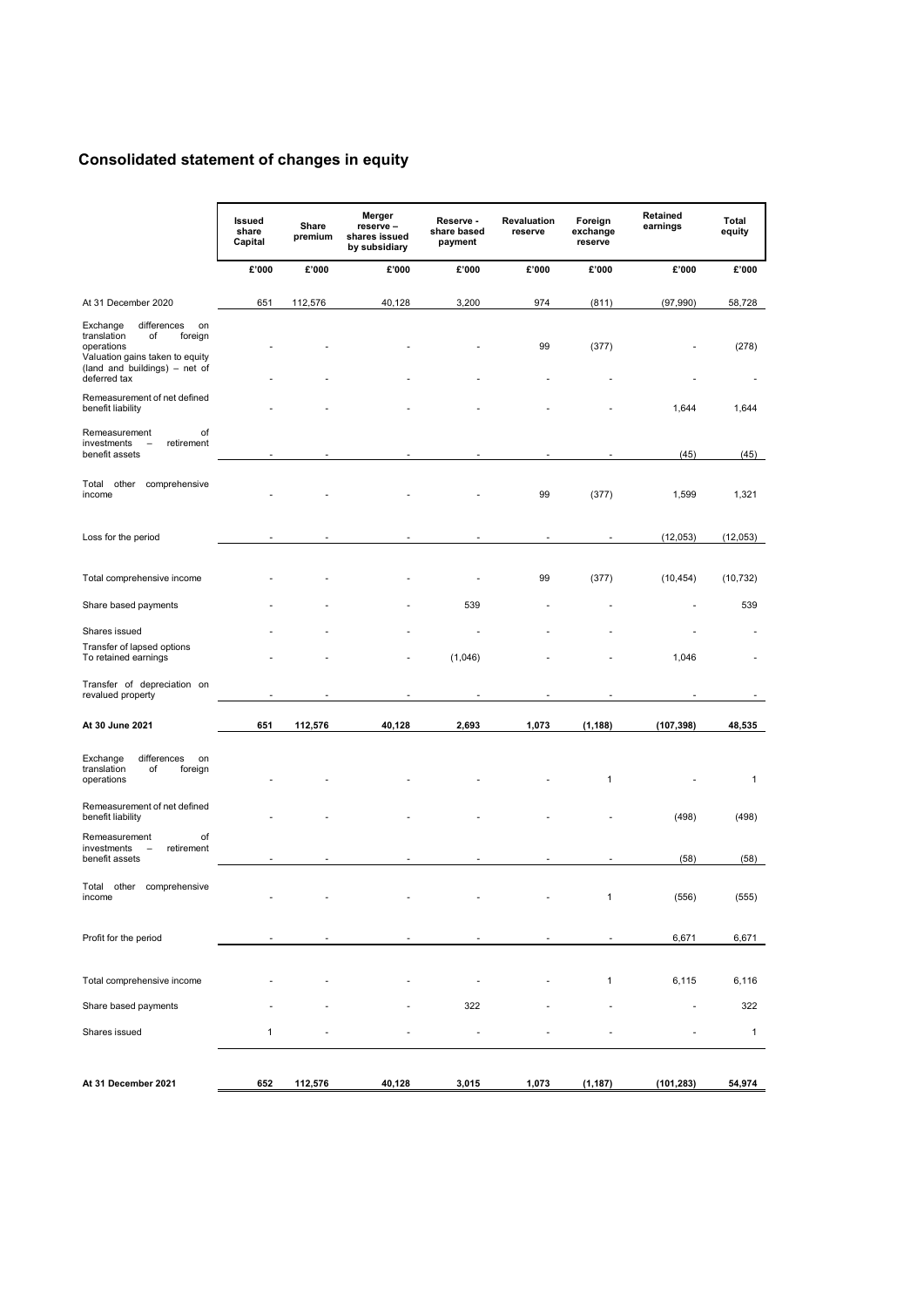# Consolidated statement of changes in equity

| | Issued share Capital | Share premium | Merger reserve – shares issued by subsidiary | Reserve - share based payment | Revaluation reserve | Foreign exchange reserve | Retained earnings | Total equity |
|---|---|---|---|---|---|---|---|---|
| | £'000 | £'000 | £'000 | £'000 | £'000 | £'000 | £'000 | £'000 |
| At 31 December 2020 | 651 | 112,576 | 40,128 | 3,200 | 974 | (811) | (97,990) | 58,728 |
| Exchange differences on translation of foreign operations | - | - | - | - | 99 | (377) | - | (278) |
| Valuation gains taken to equity (land and buildings) – net of deferred tax | - | - | - | - | - | - | - | - |
| Remeasurement of net defined benefit liability | - | - | - | - | - | - | 1,644 | 1,644 |
| Remeasurement of investments – retirement benefit assets | - | - | - | - | - | - | (45) | (45) |
| Total other comprehensive income | - | - | - | - | 99 | (377) | 1,599 | 1,321 |
| Loss for the period | - | - | - | - | - | - | (12,053) | (12,053) |
| Total comprehensive income | - | - | - | - | 99 | (377) | (10,454) | (10,732) |
| Share based payments | - | - | - | 539 | - | - | - | 539 |
| Shares issued | - | - | - | - | - | - | - | - |
| Transfer of lapsed options To retained earnings | - | - | - | (1,046) | - | - | 1,046 | - |
| Transfer of depreciation on revalued property | - | - | - | - | - | - | - | - |
| **At 30 June 2021** | **651** | **112,576** | **40,128** | **2,693** | **1,073** | **(1,188)** | **(107,398)** | **48,535** |
| Exchange differences on translation of foreign operations | - | - | - | - | - | 1 | - | 1 |
| Remeasurement of net defined benefit liability | - | - | - | - | - | - | (498) | (498) |
| Remeasurement of investments – retirement benefit assets | - | - | - | - | - | - | (58) | (58) |
| Total other comprehensive income | - | - | - | - | - | 1 | (556) | (555) |
| Profit for the period | - | - | - | - | - | - | 6,671 | 6,671 |
| Total comprehensive income | - | - | - | - | - | 1 | 6,115 | 6,116 |
| Share based payments | - | - | - | 322 | - | - | - | 322 |
| Shares issued | 1 | - | - | - | - | - | - | 1 |
| **At 31 December 2021** | **652** | **112,576** | **40,128** | **3,015** | **1,073** | **(1,187)** | **(101,283)** | **54,974** |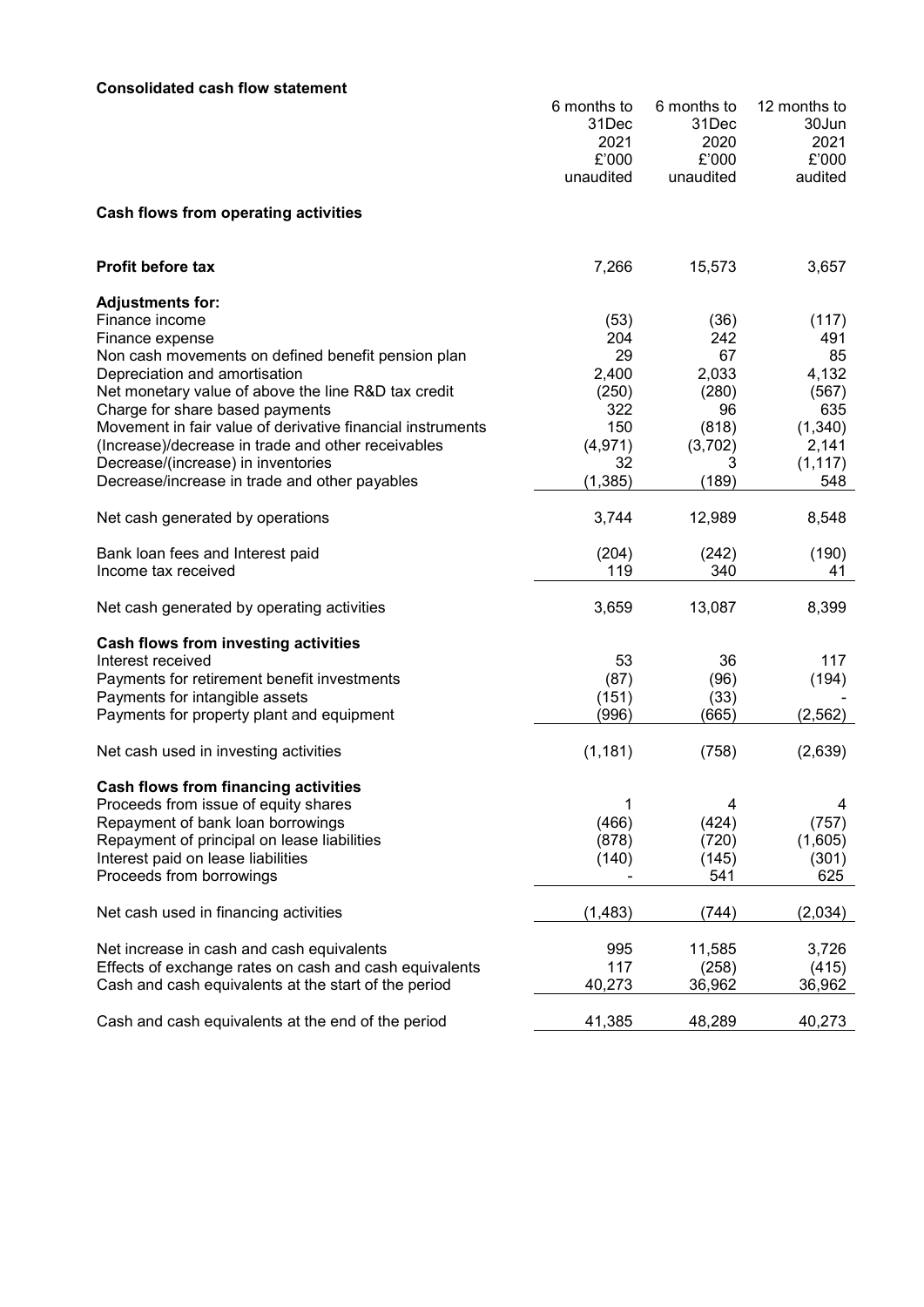**Consolidated cash flow statement**

| | 6 months to 31Dec 2021 £'000 unaudited | 6 months to 31Dec 2020 £'000 unaudited | 12 months to 30Jun 2021 £'000 audited |
|---|---|---|---|
| **Cash flows from operating activities** | | | |
| **Profit before tax** | 7,266 | 15,573 | 3,657 |
| **Adjustments for:** | | | |
| Finance income | (53) | (36) | (117) |
| Finance expense | 204 | 242 | 491 |
| Non cash movements on defined benefit pension plan | 29 | 67 | 85 |
| Depreciation and amortisation | 2,400 | 2,033 | 4,132 |
| Net monetary value of above the line R&D tax credit | (250) | (280) | (567) |
| Charge for share based payments | 322 | 96 | 635 |
| Movement in fair value of derivative financial instruments | 150 | (818) | (1,340) |
| (Increase)/decrease in trade and other receivables | (4,971) | (3,702) | 2,141 |
| Decrease/(increase) in inventories | 32 | 3 | (1,117) |
| Decrease/increase in trade and other payables | (1,385) | (189) | 548 |
| Net cash generated by operations | 3,744 | 12,989 | 8,548 |
| Bank loan fees and Interest paid | (204) | (242) | (190) |
| Income tax received | 119 | 340 | 41 |
| Net cash generated by operating activities | 3,659 | 13,087 | 8,399 |
| **Cash flows from investing activities** | | | |
| Interest received | 53 | 36 | 117 |
| Payments for retirement benefit investments | (87) | (96) | (194) |
| Payments for intangible assets | (151) | (33) | - |
| Payments for property plant and equipment | (996) | (665) | (2,562) |
| Net cash used in investing activities | (1,181) | (758) | (2,639) |
| **Cash flows from financing activities** | | | |
| Proceeds from issue of equity shares | 1 | 4 | 4 |
| Repayment of bank loan borrowings | (466) | (424) | (757) |
| Repayment of principal on lease liabilities | (878) | (720) | (1,605) |
| Interest paid on lease liabilities | (140) | (145) | (301) |
| Proceeds from borrowings | - | 541 | 625 |
| Net cash used in financing activities | (1,483) | (744) | (2,034) |
| Net increase in cash and cash equivalents | 995 | 11,585 | 3,726 |
| Effects of exchange rates on cash and cash equivalents | 117 | (258) | (415) |
| Cash and cash equivalents at the start of the period | 40,273 | 36,962 | 36,962 |
| Cash and cash equivalents at the end of the period | 41,385 | 48,289 | 40,273 |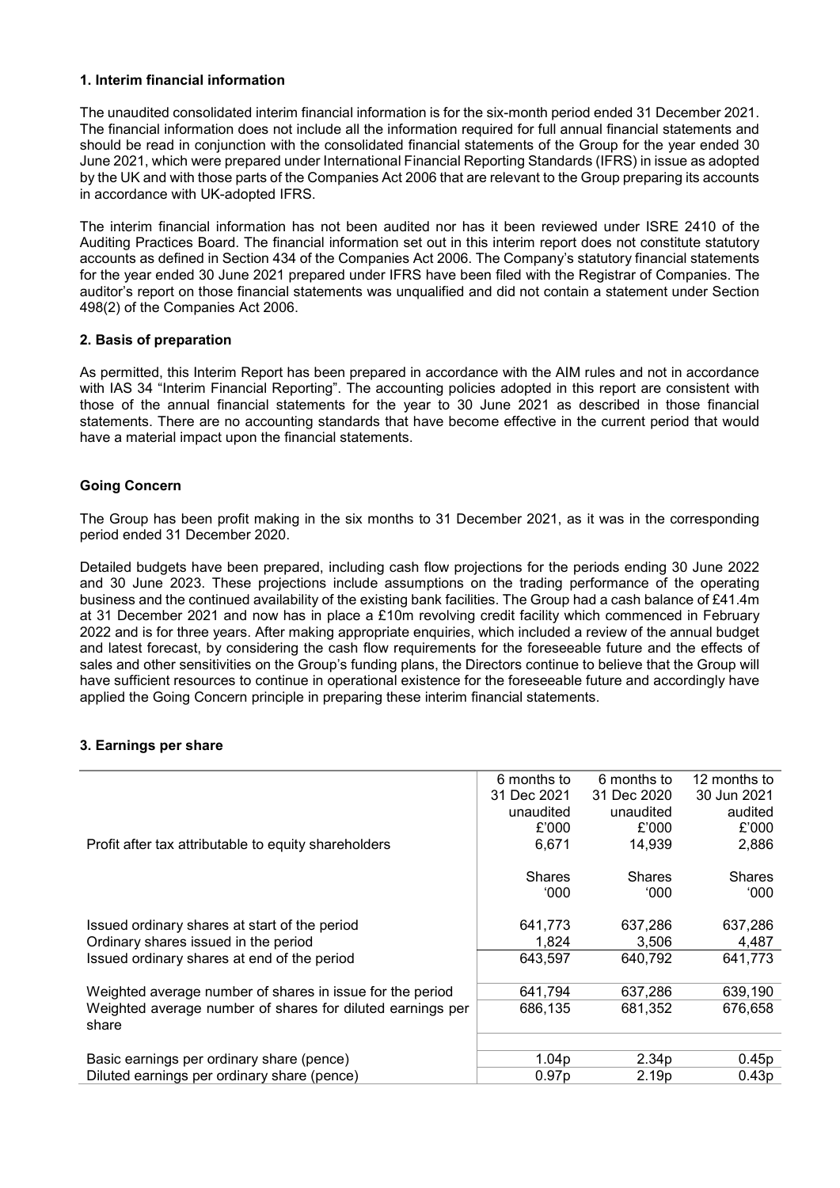### 1. Interim financial information

The unaudited consolidated interim financial information is for the six-month period ended 31 December 2021. The financial information does not include all the information required for full annual financial statements and should be read in conjunction with the consolidated financial statements of the Group for the year ended 30 June 2021, which were prepared under International Financial Reporting Standards (IFRS) in issue as adopted by the UK and with those parts of the Companies Act 2006 that are relevant to the Group preparing its accounts in accordance with UK-adopted IFRS.

The interim financial information has not been audited nor has it been reviewed under ISRE 2410 of the Auditing Practices Board. The financial information set out in this interim report does not constitute statutory accounts as defined in Section 434 of the Companies Act 2006. The Company's statutory financial statements for the year ended 30 June 2021 prepared under IFRS have been filed with the Registrar of Companies. The auditor's report on those financial statements was unqualified and did not contain a statement under Section 498(2) of the Companies Act 2006.

### 2. Basis of preparation

As permitted, this Interim Report has been prepared in accordance with the AIM rules and not in accordance with IAS 34 "Interim Financial Reporting". The accounting policies adopted in this report are consistent with those of the annual financial statements for the year to 30 June 2021 as described in those financial statements. There are no accounting standards that have become effective in the current period that would have a material impact upon the financial statements.

### Going Concern

The Group has been profit making in the six months to 31 December 2021, as it was in the corresponding period ended 31 December 2020.

Detailed budgets have been prepared, including cash flow projections for the periods ending 30 June 2022 and 30 June 2023. These projections include assumptions on the trading performance of the operating business and the continued availability of the existing bank facilities. The Group had a cash balance of £41.4m at 31 December 2021 and now has in place a £10m revolving credit facility which commenced in February 2022 and is for three years. After making appropriate enquiries, which included a review of the annual budget and latest forecast, by considering the cash flow requirements for the foreseeable future and the effects of sales and other sensitivities on the Group's funding plans, the Directors continue to believe that the Group will have sufficient resources to continue in operational existence for the foreseeable future and accordingly have applied the Going Concern principle in preparing these interim financial statements.

### 3. Earnings per share

| | 6 months to 31 Dec 2021 unaudited £'000 | 6 months to 31 Dec 2020 unaudited £'000 | 12 months to 30 Jun 2021 audited £'000 |
|---|---|---|---|
| Profit after tax attributable to equity shareholders | 6,671 | 14,939 | 2,886 |
| | Shares '000 | Shares '000 | Shares '000 |
| Issued ordinary shares at start of the period | 641,773 | 637,286 | 637,286 |
| Ordinary shares issued in the period | 1,824 | 3,506 | 4,487 |
| Issued ordinary shares at end of the period | 643,597 | 640,792 | 641,773 |
| Weighted average number of shares in issue for the period | 641,794 | 637,286 | 639,190 |
| Weighted average number of shares for diluted earnings per share | 686,135 | 681,352 | 676,658 |
| Basic earnings per ordinary share (pence) | 1.04p | 2.34p | 0.45p |
| Diluted earnings per ordinary share (pence) | 0.97p | 2.19p | 0.43p |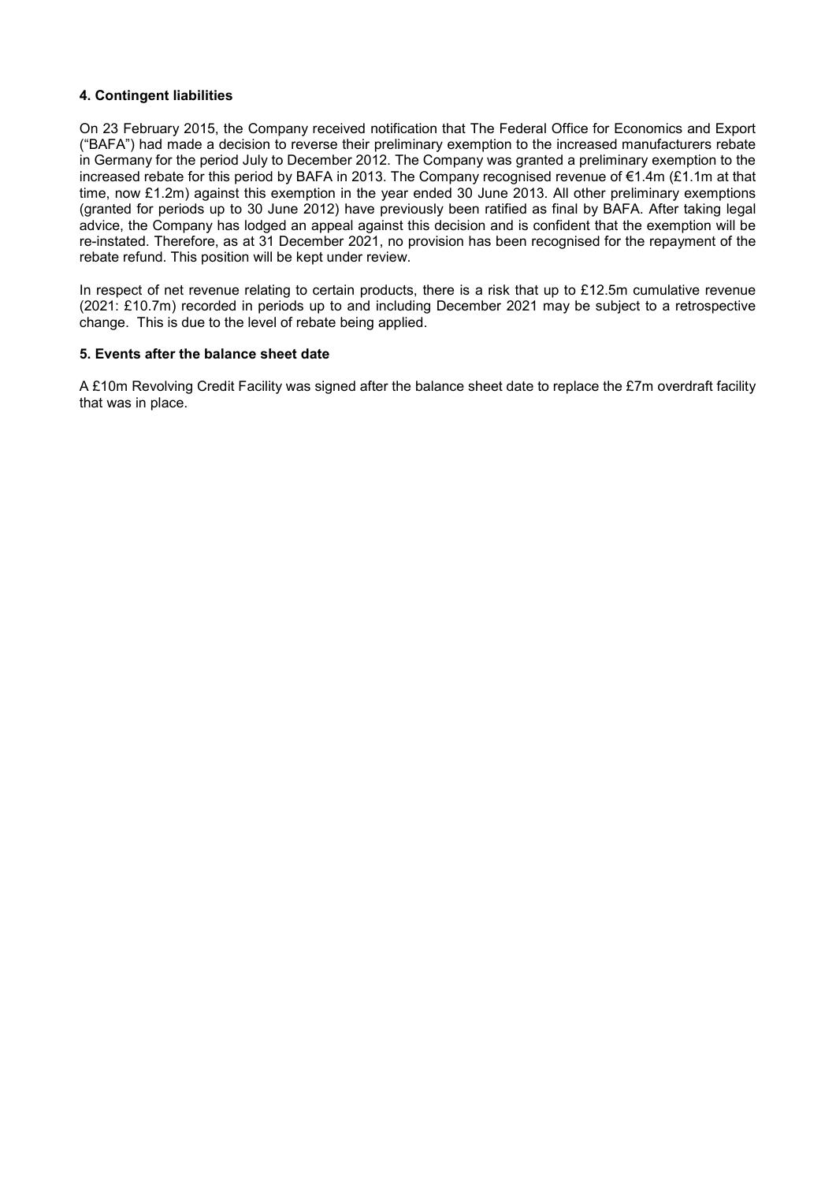## 4. Contingent liabilities

On 23 February 2015, the Company received notification that The Federal Office for Economics and Export ("BAFA") had made a decision to reverse their preliminary exemption to the increased manufacturers rebate in Germany for the period July to December 2012. The Company was granted a preliminary exemption to the increased rebate for this period by BAFA in 2013. The Company recognised revenue of €1.4m (£1.1m at that time, now £1.2m) against this exemption in the year ended 30 June 2013. All other preliminary exemptions (granted for periods up to 30 June 2012) have previously been ratified as final by BAFA. After taking legal advice, the Company has lodged an appeal against this decision and is confident that the exemption will be re-instated. Therefore, as at 31 December 2021, no provision has been recognised for the repayment of the rebate refund. This position will be kept under review.

In respect of net revenue relating to certain products, there is a risk that up to £12.5m cumulative revenue (2021: £10.7m) recorded in periods up to and including December 2021 may be subject to a retrospective change. This is due to the level of rebate being applied.

## 5. Events after the balance sheet date

A £10m Revolving Credit Facility was signed after the balance sheet date to replace the £7m overdraft facility that was in place.